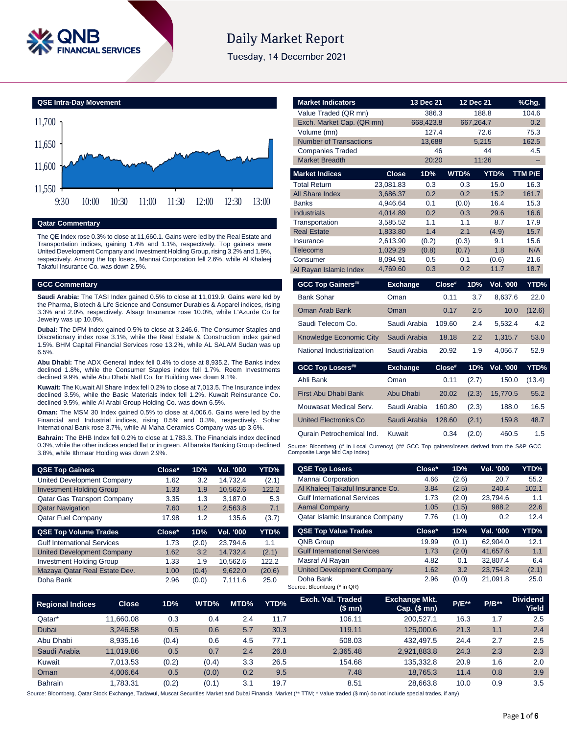# Daily Market Report

Tuesday, 14 December 2021

## QSE Intra-Day Movement

## Qatar Commentary

The QE Index rose 0.3% to close at 11,660.1. Gains were led by the Real Estate and Transportation indices, gaining 1.4% and 1.1%, respectively. Top gainers were United Development Company and Investment Holding Group, rising 3.2% and 1.9%, respectively. Among the top losers, Mannai Corporation fell 2.6%, while Al Khaleej Takaful Insurance Co. was down 2.5%.

## GCC Commentary

**Saudi Arabia:** The TASI Index gained 0.5% to close at 11,019.9. Gains were led by the Pharma, Biotech & Life Science and Consumer Durables & Apparel indices, rising 3.3% and 2.0%, respectively. Alsagr Insurance rose 10.0%, while L'Azurde Co for Jewelry was up 10.0%.

**Dubai:** The DFM Index gained 0.5% to close at 3,246.6. The Consumer Staples and Discretionary index rose 3.1%, while the Real Estate & Construction index gained 1.5%. BHM Capital Financial Services rose 13.2%, while AL SALAM Sudan was up 6.5%.

**Abu Dhabi:** The ADX General Index fell 0.4% to close at 8,935.2. The Banks index declined 1.8%, while the Consumer Staples index fell 1.7%. Reem Investments declined 9.9%, while Abu Dhabi Natl Co. for Building was down 9.1%.

**Kuwait:** The Kuwait All Share Index fell 0.2% to close at 7,013.5. The Insurance index declined 3.5%, while the Basic Materials index fell 1.2%. Kuwait Reinsurance Co. declined 9.5%, while Al Arabi Group Holding Co. was down 6.5%.

**Oman:** The MSM 30 Index gained 0.5% to close at 4,006.6. Gains were led by the Financial and Industrial indices, rising 0.5% and 0.3%, respectively. Sohar International Bank rose 3.7%, while Al Maha Ceramics Company was up 3.6%.

**Bahrain:** The BHB Index fell 0.2% to close at 1,783.3. The Financials index declined 0.3%, while the other indices ended flat or in green. Al baraka Banking Group declined 3.8%, while Ithmaar Holding was down 2.9%.

| Market Indicators | 13 Dec 21 | 12 Dec 21 | %Chg. |
|---|---|---|---|
| Value Traded (QR mn) | 386.3 | 188.8 | 104.6 |
| Exch. Market Cap. (QR mn) | 668,423.8 | 667,264.7 | 0.2 |
| Volume (mn) | 127.4 | 72.6 | 75.3 |
| Number of Transactions | 13,688 | 5,215 | 162.5 |
| Companies Traded | 46 | 44 | 4.5 |
| Market Breadth | 20:20 | 11:26 | – |

| Market Indices | Close | 1D% | WTD% | YTD% | TTM P/E |
|---|---|---|---|---|---|
| Total Return | 23,081.83 | 0.3 | 0.3 | 15.0 | 16.3 |
| All Share Index | 3,686.37 | 0.2 | 0.2 | 15.2 | 161.7 |
| Banks | 4,946.64 | 0.1 | (0.0) | 16.4 | 15.3 |
| Industrials | 4,014.89 | 0.2 | 0.3 | 29.6 | 16.6 |
| Transportation | 3,585.52 | 1.1 | 1.1 | 8.7 | 17.9 |
| Real Estate | 1,833.80 | 1.4 | 2.1 | (4.9) | 15.7 |
| Insurance | 2,613.90 | (0.2) | (0.3) | 9.1 | 15.6 |
| Telecoms | 1,029.29 | (0.8) | (0.7) | 1.8 | N/A |
| Consumer | 8,094.91 | 0.5 | 0.1 | (0.6) | 21.6 |
| Al Rayan Islamic Index | 4,769.60 | 0.3 | 0.2 | 11.7 | 18.7 |

| GCC Top Gainers## | Exchange | Close# | 1D% | Vol. '000 | YTD% |
|---|---|---|---|---|---|
| Bank Sohar | Oman | 0.11 | 3.7 | 8,637.6 | 22.0 |
| Oman Arab Bank | Oman | 0.17 | 2.5 | 10.0 | (12.6) |
| Saudi Telecom Co. | Saudi Arabia | 109.60 | 2.4 | 5,532.4 | 4.2 |
| Knowledge Economic City | Saudi Arabia | 18.18 | 2.2 | 1,315.7 | 53.0 |
| National Industrialization | Saudi Arabia | 20.92 | 1.9 | 4,056.7 | 52.9 |

| GCC Top Losers## | Exchange | Close# | 1D% | Vol. '000 | YTD% |
|---|---|---|---|---|---|
| Ahli Bank | Oman | 0.11 | (2.7) | 150.0 | (13.4) |
| First Abu Dhabi Bank | Abu Dhabi | 20.02 | (2.3) | 15,770.5 | 55.2 |
| Mouwasat Medical Serv. | Saudi Arabia | 160.80 | (2.3) | 188.0 | 16.5 |
| United Electronics Co | Saudi Arabia | 128.60 | (2.1) | 159.8 | 48.7 |
| Qurain Petrochemical Ind. | Kuwait | 0.34 | (2.0) | 460.5 | 1.5 |

Source: Bloomberg (# in Local Currency) (## GCC Top gainers/losers derived from the S&P GCC Composite Large Mid Cap Index)

| QSE Top Gainers | Close* | 1D% | Vol. '000 | YTD% |
|---|---|---|---|---|
| United Development Company | 1.62 | 3.2 | 14,732.4 | (2.1) |
| Investment Holding Group | 1.33 | 1.9 | 10,562.6 | 122.2 |
| Qatar Gas Transport Company | 3.35 | 1.3 | 3,187.0 | 5.3 |
| Qatar Navigation | 7.60 | 1.2 | 2,563.8 | 7.1 |
| Qatar Fuel Company | 17.98 | 1.2 | 135.6 | (3.7) |

| QSE Top Losers | Close* | 1D% | Vol. '000 | YTD% |
|---|---|---|---|---|
| Mannai Corporation | 4.66 | (2.6) | 20.7 | 55.2 |
| Al Khaleej Takaful Insurance Co. | 3.84 | (2.5) | 240.4 | 102.1 |
| Gulf International Services | 1.73 | (2.0) | 23,794.6 | 1.1 |
| Aamal Company | 1.05 | (1.5) | 988.2 | 22.6 |
| Qatar Islamic Insurance Company | 7.76 | (1.0) | 0.2 | 12.4 |

| QSE Top Volume Trades | Close* | 1D% | Vol. '000 | YTD% |
|---|---|---|---|---|
| Gulf International Services | 1.73 | (2.0) | 23,794.6 | 1.1 |
| United Development Company | 1.62 | 3.2 | 14,732.4 | (2.1) |
| Investment Holding Group | 1.33 | 1.9 | 10,562.6 | 122.2 |
| Mazaya Qatar Real Estate Dev. | 1.00 | (0.4) | 9,622.0 | (20.6) |
| Doha Bank | 2.96 | (0.0) | 7,111.6 | 25.0 |

| QSE Top Value Trades | Close* | 1D% | Val. '000 | YTD% |
|---|---|---|---|---|
| QNB Group | 19.99 | (0.1) | 62,904.0 | 12.1 |
| Gulf International Services | 1.73 | (2.0) | 41,657.6 | 1.1 |
| Masraf Al Rayan | 4.82 | 0.1 | 32,807.4 | 6.4 |
| United Development Company | 1.62 | 3.2 | 23,754.2 | (2.1) |
| Doha Bank | 2.96 | (0.0) | 21,091.8 | 25.0 |

Source: Bloomberg (* in QR)

| Regional Indices | Close | 1D% | WTD% | MTD% | YTD% | Exch. Val. Traded ($ mn) | Exchange Mkt. Cap. ($ mn) | P/E** | P/B** | Dividend Yield |
|---|---|---|---|---|---|---|---|---|---|---|
| Qatar* | 11,660.08 | 0.3 | 0.4 | 2.4 | 11.7 | 106.11 | 200,527.1 | 16.3 | 1.7 | 2.5 |
| Dubai | 3,246.58 | 0.5 | 0.6 | 5.7 | 30.3 | 119.11 | 125,000.6 | 21.3 | 1.1 | 2.4 |
| Abu Dhabi | 8,935.16 | (0.4) | 0.6 | 4.5 | 77.1 | 508.03 | 432,497.5 | 24.4 | 2.7 | 2.5 |
| Saudi Arabia | 11,019.86 | 0.5 | 0.7 | 2.4 | 26.8 | 2,365.48 | 2,921,883.8 | 24.3 | 2.3 | 2.3 |
| Kuwait | 7,013.53 | (0.2) | (0.4) | 3.3 | 26.5 | 154.68 | 135,332.8 | 20.9 | 1.6 | 2.0 |
| Oman | 4,006.64 | 0.5 | (0.0) | 0.2 | 9.5 | 7.48 | 18,765.3 | 11.4 | 0.8 | 3.9 |
| Bahrain | 1,783.31 | (0.2) | (0.1) | 3.1 | 19.7 | 8.51 | 28,663.8 | 10.0 | 0.9 | 3.5 |

Source: Bloomberg, Qatar Stock Exchange, Tadawul, Muscat Securities Market and Dubai Financial Market (** TTM; * Value traded ($ mn) do not include special trades, if any)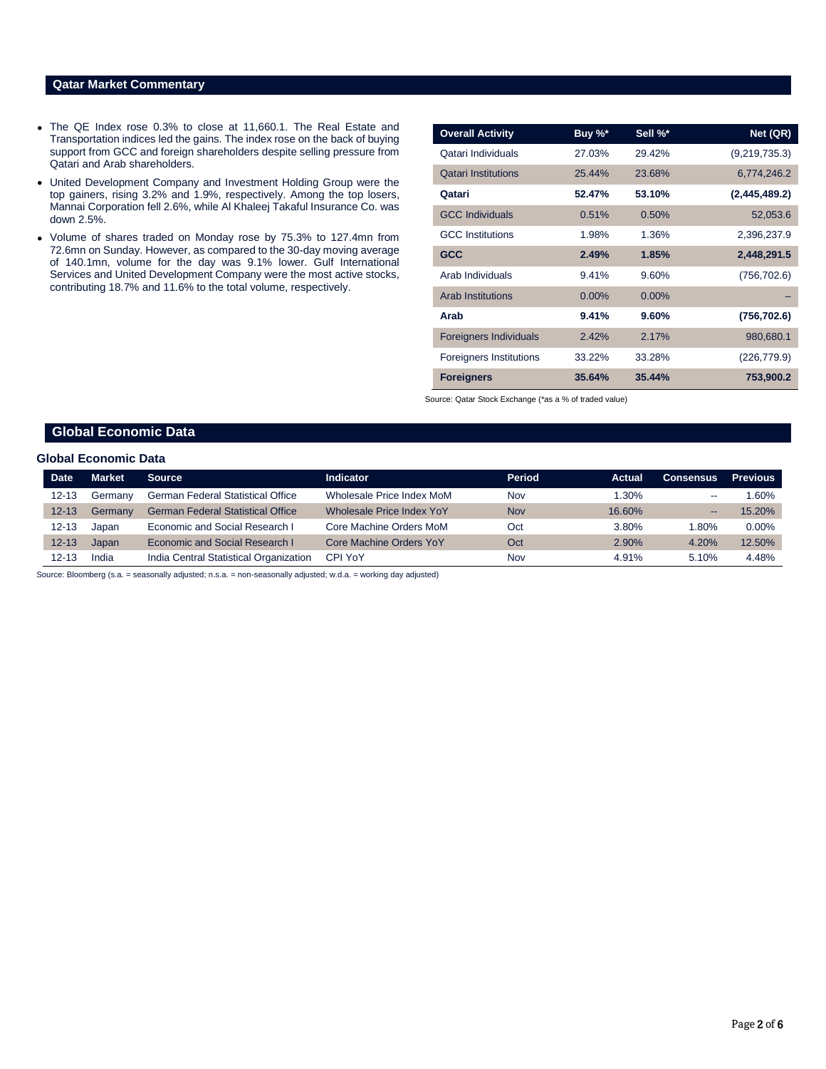## Qatar Market Commentary

- The QE Index rose 0.3% to close at 11,660.1. The Real Estate and Transportation indices led the gains. The index rose on the back of buying support from GCC and foreign shareholders despite selling pressure from Qatari and Arab shareholders.
- United Development Company and Investment Holding Group were the top gainers, rising 3.2% and 1.9%, respectively. Among the top losers, Mannai Corporation fell 2.6%, while Al Khaleej Takaful Insurance Co. was down 2.5%.
- Volume of shares traded on Monday rose by 75.3% to 127.4mn from 72.6mn on Sunday. However, as compared to the 30-day moving average of 140.1mn, volume for the day was 9.1% lower. Gulf International Services and United Development Company were the most active stocks, contributing 18.7% and 11.6% to the total volume, respectively.

| Overall Activity | Buy %* | Sell %* | Net (QR) |
|---|---|---|---|
| Qatari Individuals | 27.03% | 29.42% | (9,219,735.3) |
| Qatari Institutions | 25.44% | 23.68% | 6,774,246.2 |
| **Qatari** | **52.47%** | **53.10%** | **(2,445,489.2)** |
| GCC Individuals | 0.51% | 0.50% | 52,053.6 |
| GCC Institutions | 1.98% | 1.36% | 2,396,237.9 |
| **GCC** | **2.49%** | **1.85%** | **2,448,291.5** |
| Arab Individuals | 9.41% | 9.60% | (756,702.6) |
| Arab Institutions | 0.00% | 0.00% | – |
| **Arab** | **9.41%** | **9.60%** | **(756,702.6)** |
| Foreigners Individuals | 2.42% | 2.17% | 980,680.1 |
| Foreigners Institutions | 33.22% | 33.28% | (226,779.9) |
| **Foreigners** | **35.64%** | **35.44%** | **753,900.2** |

Source: Qatar Stock Exchange (*as a % of traded value)

## Global Economic Data

### Global Economic Data

| Date | Market | Source | Indicator | Period | Actual | Consensus | Previous |
|---|---|---|---|---|---|---|---|
| 12-13 | Germany | German Federal Statistical Office | Wholesale Price Index MoM | Nov | 1.30% | -- | 1.60% |
| 12-13 | Germany | German Federal Statistical Office | Wholesale Price Index YoY | Nov | 16.60% | -- | 15.20% |
| 12-13 | Japan | Economic and Social Research I | Core Machine Orders MoM | Oct | 3.80% | 1.80% | 0.00% |
| 12-13 | Japan | Economic and Social Research I | Core Machine Orders YoY | Oct | 2.90% | 4.20% | 12.50% |
| 12-13 | India | India Central Statistical Organization | CPI YoY | Nov | 4.91% | 5.10% | 4.48% |

Source: Bloomberg (s.a. = seasonally adjusted; n.s.a. = non-seasonally adjusted; w.d.a. = working day adjusted)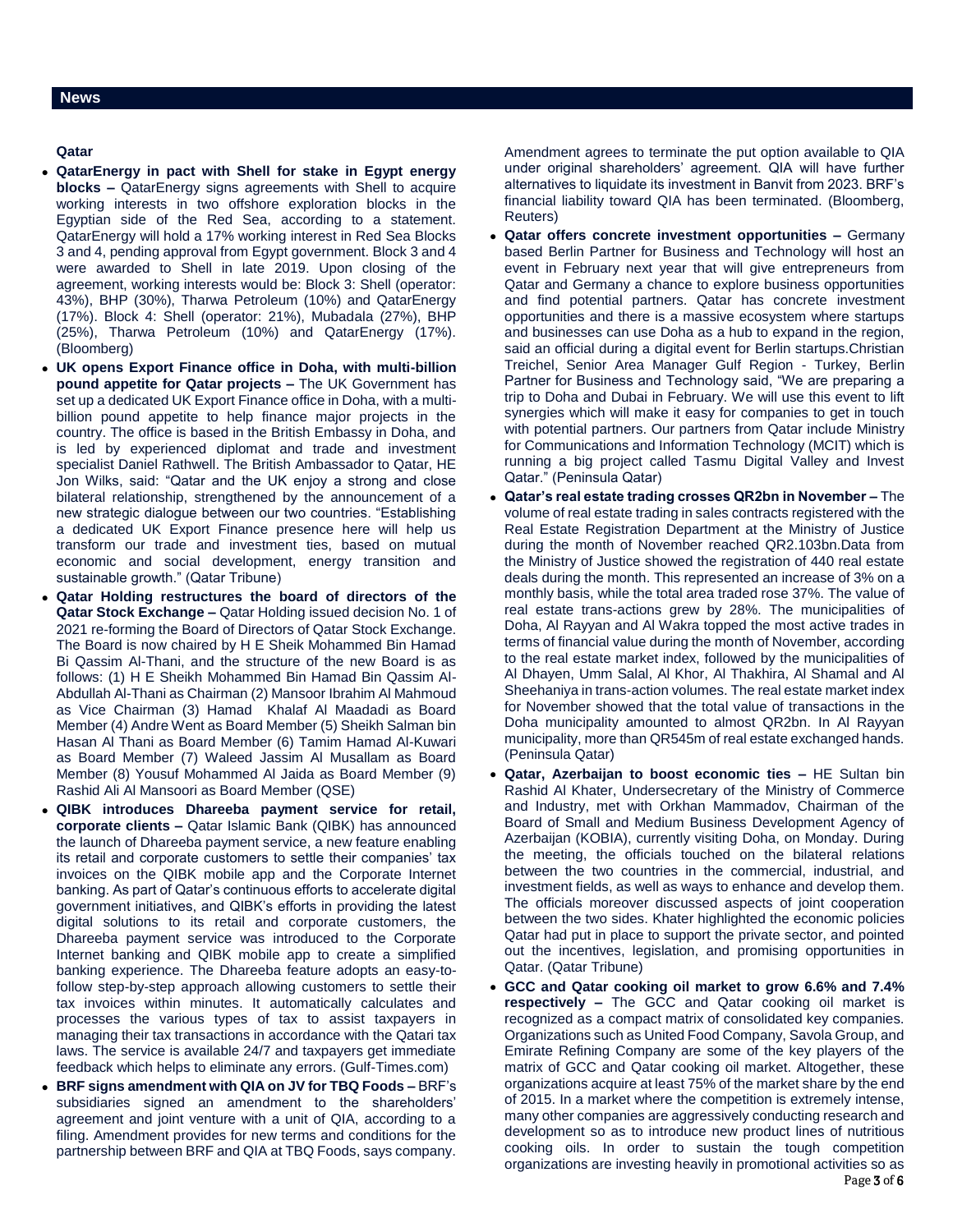## News

### Qatar

- **QatarEnergy in pact with Shell for stake in Egypt energy blocks –** QatarEnergy signs agreements with Shell to acquire working interests in two offshore exploration blocks in the Egyptian side of the Red Sea, according to a statement. QatarEnergy will hold a 17% working interest in Red Sea Blocks 3 and 4, pending approval from Egypt government. Block 3 and 4 were awarded to Shell in late 2019. Upon closing of the agreement, working interests would be: Block 3: Shell (operator: 43%), BHP (30%), Tharwa Petroleum (10%) and QatarEnergy (17%). Block 4: Shell (operator: 21%), Mubadala (27%), BHP (25%), Tharwa Petroleum (10%) and QatarEnergy (17%). (Bloomberg)
- **UK opens Export Finance office in Doha, with multi-billion pound appetite for Qatar projects –** The UK Government has set up a dedicated UK Export Finance office in Doha, with a multi-billion pound appetite to help finance major projects in the country. The office is based in the British Embassy in Doha, and is led by experienced diplomat and trade and investment specialist Daniel Rathwell. The British Ambassador to Qatar, HE Jon Wilks, said: "Qatar and the UK enjoy a strong and close bilateral relationship, strengthened by the announcement of a new strategic dialogue between our two countries. "Establishing a dedicated UK Export Finance presence here will help us transform our trade and investment ties, based on mutual economic and social development, energy transition and sustainable growth." (Qatar Tribune)
- **Qatar Holding restructures the board of directors of the Qatar Stock Exchange –** Qatar Holding issued decision No. 1 of 2021 re-forming the Board of Directors of Qatar Stock Exchange. The Board is now chaired by H E Sheik Mohammed Bin Hamad Bi Qassim Al-Thani, and the structure of the new Board is as follows: (1) H E Sheikh Mohammed Bin Hamad Bin Qassim Al-Abdullah Al-Thani as Chairman (2) Mansoor Ibrahim Al Mahmoud as Vice Chairman (3) Hamad Khalaf Al Maadadi as Board Member (4) Andre Went as Board Member (5) Sheikh Salman bin Hasan Al Thani as Board Member (6) Tamim Hamad Al-Kuwari as Board Member (7) Waleed Jassim Al Musallam as Board Member (8) Yousuf Mohammed Al Jaida as Board Member (9) Rashid Ali Al Mansoori as Board Member (QSE)
- **QIBK introduces Dhareeba payment service for retail, corporate clients –** Qatar Islamic Bank (QIBK) has announced the launch of Dhareeba payment service, a new feature enabling its retail and corporate customers to settle their companies' tax invoices on the QIBK mobile app and the Corporate Internet banking. As part of Qatar's continuous efforts to accelerate digital government initiatives, and QIBK's efforts in providing the latest digital solutions to its retail and corporate customers, the Dhareeba payment service was introduced to the Corporate Internet banking and QIBK mobile app to create a simplified banking experience. The Dhareeba feature adopts an easy-to-follow step-by-step approach allowing customers to settle their tax invoices within minutes. It automatically calculates and processes the various types of tax to assist taxpayers in managing their tax transactions in accordance with the Qatari tax laws. The service is available 24/7 and taxpayers get immediate feedback which helps to eliminate any errors. (Gulf-Times.com)
- **BRF signs amendment with QIA on JV for TBQ Foods –** BRF's subsidiaries signed an amendment to the shareholders' agreement and joint venture with a unit of QIA, according to a filing. Amendment provides for new terms and conditions for the partnership between BRF and QIA at TBQ Foods, says company. Amendment agrees to terminate the put option available to QIA under original shareholders' agreement. QIA will have further alternatives to liquidate its investment in Banvit from 2023. BRF's financial liability toward QIA has been terminated. (Bloomberg, Reuters)
- **Qatar offers concrete investment opportunities –** Germany based Berlin Partner for Business and Technology will host an event in February next year that will give entrepreneurs from Qatar and Germany a chance to explore business opportunities and find potential partners. Qatar has concrete investment opportunities and there is a massive ecosystem where startups and businesses can use Doha as a hub to expand in the region, said an official during a digital event for Berlin startups.Christian Treichel, Senior Area Manager Gulf Region - Turkey, Berlin Partner for Business and Technology said, "We are preparing a trip to Doha and Dubai in February. We will use this event to lift synergies which will make it easy for companies to get in touch with potential partners. Our partners from Qatar include Ministry for Communications and Information Technology (MCIT) which is running a big project called Tasmu Digital Valley and Invest Qatar." (Peninsula Qatar)
- **Qatar's real estate trading crosses QR2bn in November –** The volume of real estate trading in sales contracts registered with the Real Estate Registration Department at the Ministry of Justice during the month of November reached QR2.103bn.Data from the Ministry of Justice showed the registration of 440 real estate deals during the month. This represented an increase of 3% on a monthly basis, while the total area traded rose 37%. The value of real estate trans-actions grew by 28%. The municipalities of Doha, Al Rayyan and Al Wakra topped the most active trades in terms of financial value during the month of November, according to the real estate market index, followed by the municipalities of Al Dhayen, Umm Salal, Al Khor, Al Thakhira, Al Shamal and Al Sheehaniya in trans-action volumes. The real estate market index for November showed that the total value of transactions in the Doha municipality amounted to almost QR2bn. In Al Rayyan municipality, more than QR545m of real estate exchanged hands. (Peninsula Qatar)
- **Qatar, Azerbaijan to boost economic ties –** HE Sultan bin Rashid Al Khater, Undersecretary of the Ministry of Commerce and Industry, met with Orkhan Mammadov, Chairman of the Board of Small and Medium Business Development Agency of Azerbaijan (KOBIA), currently visiting Doha, on Monday. During the meeting, the officials touched on the bilateral relations between the two countries in the commercial, industrial, and investment fields, as well as ways to enhance and develop them. The officials moreover discussed aspects of joint cooperation between the two sides. Khater highlighted the economic policies Qatar had put in place to support the private sector, and pointed out the incentives, legislation, and promising opportunities in Qatar. (Qatar Tribune)
- **GCC and Qatar cooking oil market to grow 6.6% and 7.4% respectively –** The GCC and Qatar cooking oil market is recognized as a compact matrix of consolidated key companies. Organizations such as United Food Company, Savola Group, and Emirate Refining Company are some of the key players of the matrix of GCC and Qatar cooking oil market. Altogether, these organizations acquire at least 75% of the market share by the end of 2015. In a market where the competition is extremely intense, many other companies are aggressively conducting research and development so as to introduce new product lines of nutritious cooking oils. In order to sustain the tough competition organizations are investing heavily in promotional activities so as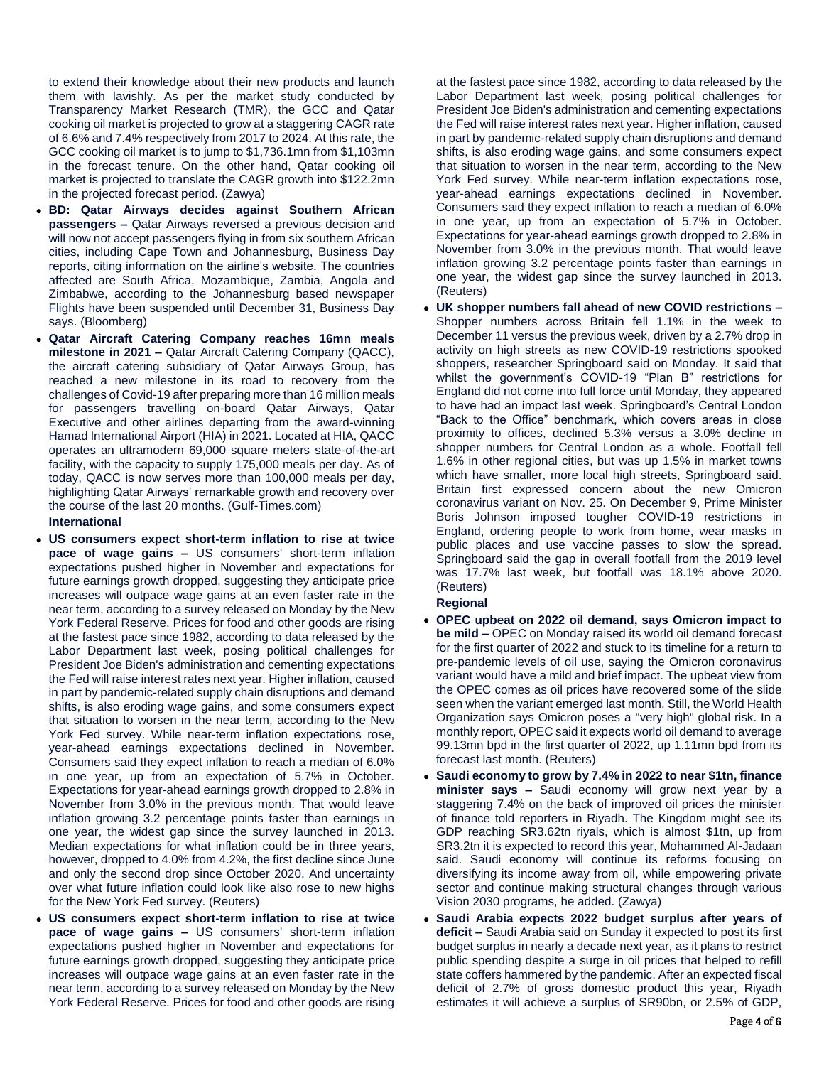to extend their knowledge about their new products and launch them with lavishly. As per the market study conducted by Transparency Market Research (TMR), the GCC and Qatar cooking oil market is projected to grow at a staggering CAGR rate of 6.6% and 7.4% respectively from 2017 to 2024. At this rate, the GCC cooking oil market is to jump to $1,736.1mn from $1,103mn in the forecast tenure. On the other hand, Qatar cooking oil market is projected to translate the CAGR growth into $122.2mn in the projected forecast period. (Zawya)

- **BD: Qatar Airways decides against Southern African passengers –** Qatar Airways reversed a previous decision and will now not accept passengers flying in from six southern African cities, including Cape Town and Johannesburg, Business Day reports, citing information on the airline's website. The countries affected are South Africa, Mozambique, Zambia, Angola and Zimbabwe, according to the Johannesburg based newspaper Flights have been suspended until December 31, Business Day says. (Bloomberg)
- **Qatar Aircraft Catering Company reaches 16mn meals milestone in 2021 –** Qatar Aircraft Catering Company (QACC), the aircraft catering subsidiary of Qatar Airways Group, has reached a new milestone in its road to recovery from the challenges of Covid-19 after preparing more than 16 million meals for passengers travelling on-board Qatar Airways, Qatar Executive and other airlines departing from the award-winning Hamad International Airport (HIA) in 2021. Located at HIA, QACC operates an ultramodern 69,000 square meters state-of-the-art facility, with the capacity to supply 175,000 meals per day. As of today, QACC is now serves more than 100,000 meals per day, highlighting Qatar Airways' remarkable growth and recovery over the course of the last 20 months. (Gulf-Times.com)

**International**

- **US consumers expect short-term inflation to rise at twice pace of wage gains –** US consumers' short-term inflation expectations pushed higher in November and expectations for future earnings growth dropped, suggesting they anticipate price increases will outpace wage gains at an even faster rate in the near term, according to a survey released on Monday by the New York Federal Reserve. Prices for food and other goods are rising at the fastest pace since 1982, according to data released by the Labor Department last week, posing political challenges for President Joe Biden's administration and cementing expectations the Fed will raise interest rates next year. Higher inflation, caused in part by pandemic-related supply chain disruptions and demand shifts, is also eroding wage gains, and some consumers expect that situation to worsen in the near term, according to the New York Fed survey. While near-term inflation expectations rose, year-ahead earnings expectations declined in November. Consumers said they expect inflation to reach a median of 6.0% in one year, up from an expectation of 5.7% in October. Expectations for year-ahead earnings growth dropped to 2.8% in November from 3.0% in the previous month. That would leave inflation growing 3.2 percentage points faster than earnings in one year, the widest gap since the survey launched in 2013. Median expectations for what inflation could be in three years, however, dropped to 4.0% from 4.2%, the first decline since June and only the second drop since October 2020. And uncertainty over what future inflation could look like also rose to new highs for the New York Fed survey. (Reuters)
- **US consumers expect short-term inflation to rise at twice pace of wage gains –** US consumers' short-term inflation expectations pushed higher in November and expectations for future earnings growth dropped, suggesting they anticipate price increases will outpace wage gains at an even faster rate in the near term, according to a survey released on Monday by the New York Federal Reserve. Prices for food and other goods are rising at the fastest pace since 1982, according to data released by the Labor Department last week, posing political challenges for President Joe Biden's administration and cementing expectations the Fed will raise interest rates next year. Higher inflation, caused in part by pandemic-related supply chain disruptions and demand shifts, is also eroding wage gains, and some consumers expect that situation to worsen in the near term, according to the New York Fed survey. While near-term inflation expectations rose, year-ahead earnings expectations declined in November. Consumers said they expect inflation to reach a median of 6.0% in one year, up from an expectation of 5.7% in October. Expectations for year-ahead earnings growth dropped to 2.8% in November from 3.0% in the previous month. That would leave inflation growing 3.2 percentage points faster than earnings in one year, the widest gap since the survey launched in 2013. (Reuters)
- **UK shopper numbers fall ahead of new COVID restrictions –** Shopper numbers across Britain fell 1.1% in the week to December 11 versus the previous week, driven by a 2.7% drop in activity on high streets as new COVID-19 restrictions spooked shoppers, researcher Springboard said on Monday. It said that whilst the government's COVID-19 "Plan B" restrictions for England did not come into full force until Monday, they appeared to have had an impact last week. Springboard's Central London "Back to the Office" benchmark, which covers areas in close proximity to offices, declined 5.3% versus a 3.0% decline in shopper numbers for Central London as a whole. Footfall fell 1.6% in other regional cities, but was up 1.5% in market towns which have smaller, more local high streets, Springboard said. Britain first expressed concern about the new Omicron coronavirus variant on Nov. 25. On December 9, Prime Minister Boris Johnson imposed tougher COVID-19 restrictions in England, ordering people to work from home, wear masks in public places and use vaccine passes to slow the spread. Springboard said the gap in overall footfall from the 2019 level was 17.7% last week, but footfall was 18.1% above 2020. (Reuters)

**Regional**

- **OPEC upbeat on 2022 oil demand, says Omicron impact to be mild –** OPEC on Monday raised its world oil demand forecast for the first quarter of 2022 and stuck to its timeline for a return to pre-pandemic levels of oil use, saying the Omicron coronavirus variant would have a mild and brief impact. The upbeat view from the OPEC comes as oil prices have recovered some of the slide seen when the variant emerged last month. Still, the World Health Organization says Omicron poses a "very high" global risk. In a monthly report, OPEC said it expects world oil demand to average 99.13mn bpd in the first quarter of 2022, up 1.11mn bpd from its forecast last month. (Reuters)
- **Saudi economy to grow by 7.4% in 2022 to near $1tn, finance minister says –** Saudi economy will grow next year by a staggering 7.4% on the back of improved oil prices the minister of finance told reporters in Riyadh. The Kingdom might see its GDP reaching SR3.62tn riyals, which is almost $1tn, up from SR3.2tn it is expected to record this year, Mohammed Al-Jadaan said. Saudi economy will continue its reforms focusing on diversifying its income away from oil, while empowering private sector and continue making structural changes through various Vision 2030 programs, he added. (Zawya)
- **Saudi Arabia expects 2022 budget surplus after years of deficit –** Saudi Arabia said on Sunday it expected to post its first budget surplus in nearly a decade next year, as it plans to restrict public spending despite a surge in oil prices that helped to refill state coffers hammered by the pandemic. After an expected fiscal deficit of 2.7% of gross domestic product this year, Riyadh estimates it will achieve a surplus of SR90bn, or 2.5% of GDP,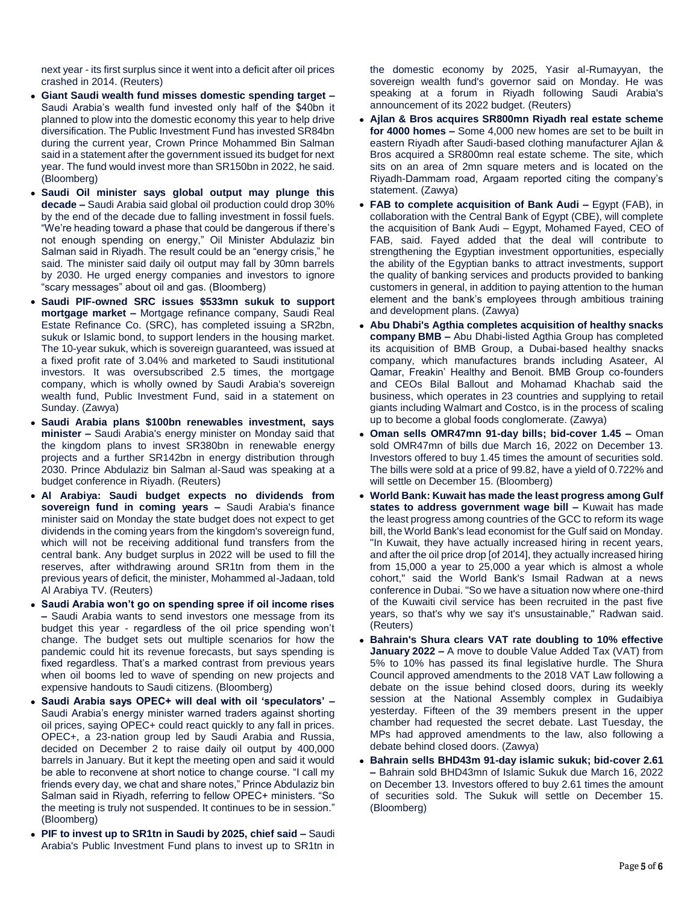next year - its first surplus since it went into a deficit after oil prices crashed in 2014. (Reuters)

- **Giant Saudi wealth fund misses domestic spending target –** Saudi Arabia's wealth fund invested only half of the $40bn it planned to plow into the domestic economy this year to help drive diversification. The Public Investment Fund has invested SR84bn during the current year, Crown Prince Mohammed Bin Salman said in a statement after the government issued its budget for next year. The fund would invest more than SR150bn in 2022, he said. (Bloomberg)
- **Saudi Oil minister says global output may plunge this decade –** Saudi Arabia said global oil production could drop 30% by the end of the decade due to falling investment in fossil fuels. "We're heading toward a phase that could be dangerous if there's not enough spending on energy," Oil Minister Abdulaziz bin Salman said in Riyadh. The result could be an "energy crisis," he said. The minister said daily oil output may fall by 30mn barrels by 2030. He urged energy companies and investors to ignore "scary messages" about oil and gas. (Bloomberg)
- **Saudi PIF-owned SRC issues $533mn sukuk to support mortgage market –** Mortgage refinance company, Saudi Real Estate Refinance Co. (SRC), has completed issuing a SR2bn, sukuk or Islamic bond, to support lenders in the housing market. The 10-year sukuk, which is sovereign guaranteed, was issued at a fixed profit rate of 3.04% and marketed to Saudi institutional investors. It was oversubscribed 2.5 times, the mortgage company, which is wholly owned by Saudi Arabia's sovereign wealth fund, Public Investment Fund, said in a statement on Sunday. (Zawya)
- **Saudi Arabia plans $100bn renewables investment, says minister –** Saudi Arabia's energy minister on Monday said that the kingdom plans to invest SR380bn in renewable energy projects and a further SR142bn in energy distribution through 2030. Prince Abdulaziz bin Salman al-Saud was speaking at a budget conference in Riyadh. (Reuters)
- **Al Arabiya: Saudi budget expects no dividends from sovereign fund in coming years –** Saudi Arabia's finance minister said on Monday the state budget does not expect to get dividends in the coming years from the kingdom's sovereign fund, which will not be receiving additional fund transfers from the central bank. Any budget surplus in 2022 will be used to fill the reserves, after withdrawing around SR1tn from them in the previous years of deficit, the minister, Mohammed al-Jadaan, told Al Arabiya TV. (Reuters)
- **Saudi Arabia won't go on spending spree if oil income rises –** Saudi Arabia wants to send investors one message from its budget this year - regardless of the oil price spending won't change. The budget sets out multiple scenarios for how the pandemic could hit its revenue forecasts, but says spending is fixed regardless. That's a marked contrast from previous years when oil booms led to wave of spending on new projects and expensive handouts to Saudi citizens. (Bloomberg)
- **Saudi Arabia says OPEC+ will deal with oil 'speculators' –** Saudi Arabia's energy minister warned traders against shorting oil prices, saying OPEC+ could react quickly to any fall in prices. OPEC+, a 23-nation group led by Saudi Arabia and Russia, decided on December 2 to raise daily oil output by 400,000 barrels in January. But it kept the meeting open and said it would be able to reconvene at short notice to change course. "I call my friends every day, we chat and share notes," Prince Abdulaziz bin Salman said in Riyadh, referring to fellow OPEC+ ministers. "So the meeting is truly not suspended. It continues to be in session." (Bloomberg)
- **PIF to invest up to SR1tn in Saudi by 2025, chief said –** Saudi Arabia's Public Investment Fund plans to invest up to SR1tn in the domestic economy by 2025, Yasir al-Rumayyan, the sovereign wealth fund's governor said on Monday. He was speaking at a forum in Riyadh following Saudi Arabia's announcement of its 2022 budget. (Reuters)
- **Ajlan & Bros acquires SR800mn Riyadh real estate scheme for 4000 homes –** Some 4,000 new homes are set to be built in eastern Riyadh after Saudi-based clothing manufacturer Ajlan & Bros acquired a SR800mn real estate scheme. The site, which sits on an area of 2mn square meters and is located on the Riyadh-Dammam road, Argaam reported citing the company's statement. (Zawya)
- **FAB to complete acquisition of Bank Audi –** Egypt (FAB), in collaboration with the Central Bank of Egypt (CBE), will complete the acquisition of Bank Audi – Egypt, Mohamed Fayed, CEO of FAB, said. Fayed added that the deal will contribute to strengthening the Egyptian investment opportunities, especially the ability of the Egyptian banks to attract investments, support the quality of banking services and products provided to banking customers in general, in addition to paying attention to the human element and the bank's employees through ambitious training and development plans. (Zawya)
- **Abu Dhabi's Agthia completes acquisition of healthy snacks company BMB –** Abu Dhabi-listed Agthia Group has completed its acquisition of BMB Group, a Dubai-based healthy snacks company, which manufactures brands including Asateer, Al Qamar, Freakin' Healthy and Benoit. BMB Group co-founders and CEOs Bilal Ballout and Mohamad Khachab said the business, which operates in 23 countries and supplying to retail giants including Walmart and Costco, is in the process of scaling up to become a global foods conglomerate. (Zawya)
- **Oman sells OMR47mn 91-day bills; bid-cover 1.45 –** Oman sold OMR47mn of bills due March 16, 2022 on December 13. Investors offered to buy 1.45 times the amount of securities sold. The bills were sold at a price of 99.82, have a yield of 0.722% and will settle on December 15. (Bloomberg)
- **World Bank: Kuwait has made the least progress among Gulf states to address government wage bill –** Kuwait has made the least progress among countries of the GCC to reform its wage bill, the World Bank's lead economist for the Gulf said on Monday. "In Kuwait, they have actually increased hiring in recent years, and after the oil price drop [of 2014], they actually increased hiring from 15,000 a year to 25,000 a year which is almost a whole cohort," said the World Bank's Ismail Radwan at a news conference in Dubai. "So we have a situation now where one-third of the Kuwaiti civil service has been recruited in the past five years, so that's why we say it's unsustainable," Radwan said. (Reuters)
- **Bahrain's Shura clears VAT rate doubling to 10% effective January 2022 –** A move to double Value Added Tax (VAT) from 5% to 10% has passed its final legislative hurdle. The Shura Council approved amendments to the 2018 VAT Law following a debate on the issue behind closed doors, during its weekly session at the National Assembly complex in Gudaibiya yesterday. Fifteen of the 39 members present in the upper chamber had requested the secret debate. Last Tuesday, the MPs had approved amendments to the law, also following a debate behind closed doors. (Zawya)
- **Bahrain sells BHD43m 91-day islamic sukuk; bid-cover 2.61 –** Bahrain sold BHD43mn of Islamic Sukuk due March 16, 2022 on December 13. Investors offered to buy 2.61 times the amount of securities sold. The Sukuk will settle on December 15. (Bloomberg)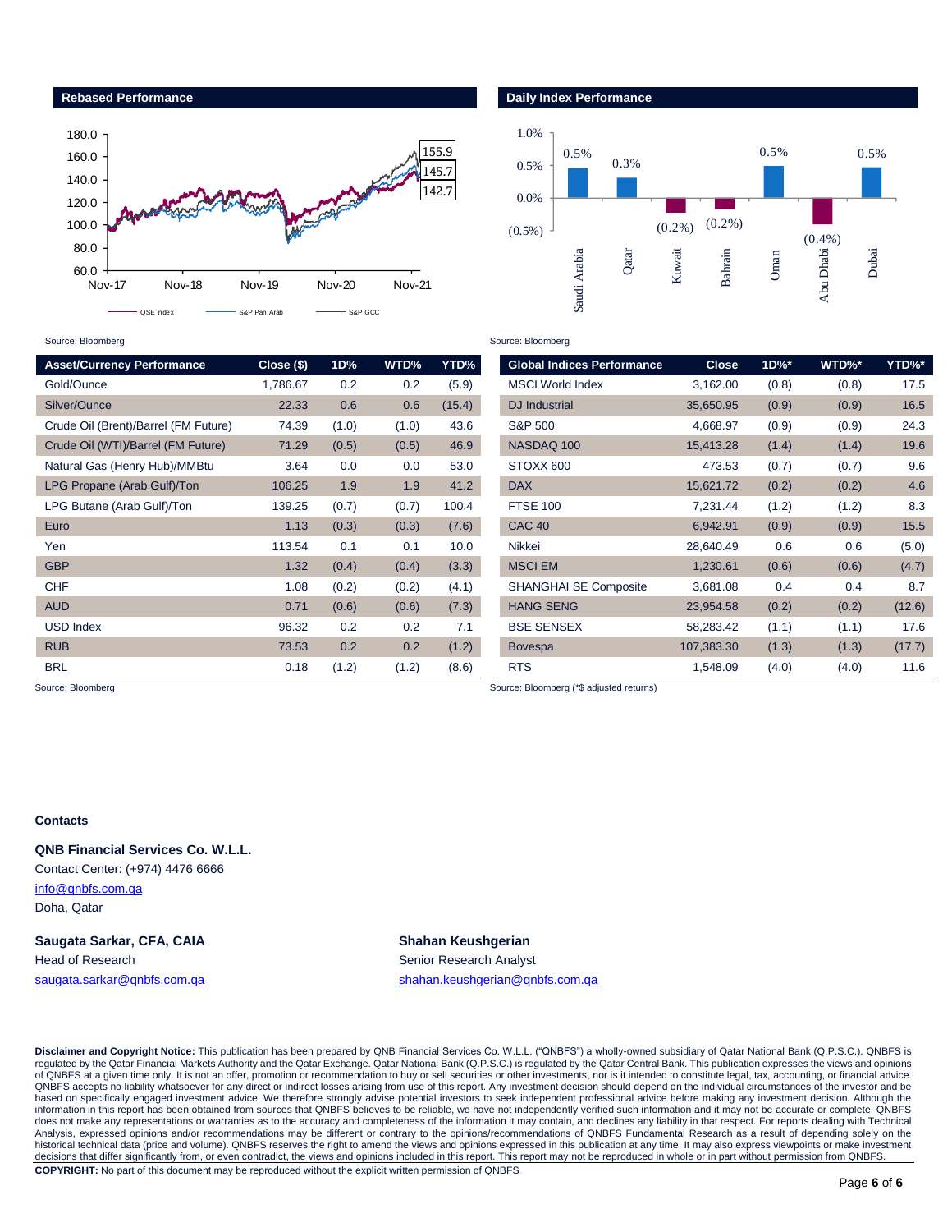**Rebased Performance**

180.0
160.0
140.0
120.0
100.0
80.0
60.0
Nov-17
Nov-18
Nov-19
Nov-20
Nov-21
155.9
145.7
142.7
QSE Index
S&P Pan Arab
S&P GCC

Source: Bloomberg

**Daily Index Performance**

1.0%
0.5%
0.0%
(0.5%)
0.5%
0.3%
(0.2%)
(0.2%)
0.5%
(0.4%)
0.5%
Saudi Arabia
Qatar
Kuwait
Bahrain
Oman
Abu Dhabi
Dubai

Source: Bloomberg

| Asset/Currency Performance | Close ($) | 1D% | WTD% | YTD% |
|---|---|---|---|---|
| Gold/Ounce | 1,786.67 | 0.2 | 0.2 | (5.9) |
| Silver/Ounce | 22.33 | 0.6 | 0.6 | (15.4) |
| Crude Oil (Brent)/Barrel (FM Future) | 74.39 | (1.0) | (1.0) | 43.6 |
| Crude Oil (WTI)/Barrel (FM Future) | 71.29 | (0.5) | (0.5) | 46.9 |
| Natural Gas (Henry Hub)/MMBtu | 3.64 | 0.0 | 0.0 | 53.0 |
| LPG Propane (Arab Gulf)/Ton | 106.25 | 1.9 | 1.9 | 41.2 |
| LPG Butane (Arab Gulf)/Ton | 139.25 | (0.7) | (0.7) | 100.4 |
| Euro | 1.13 | (0.3) | (0.3) | (7.6) |
| Yen | 113.54 | 0.1 | 0.1 | 10.0 |
| GBP | 1.32 | (0.4) | (0.4) | (3.3) |
| CHF | 1.08 | (0.2) | (0.2) | (4.1) |
| AUD | 0.71 | (0.6) | (0.6) | (7.3) |
| USD Index | 96.32 | 0.2 | 0.2 | 7.1 |
| RUB | 73.53 | 0.2 | 0.2 | (1.2) |
| BRL | 0.18 | (1.2) | (1.2) | (8.6) |

Source: Bloomberg

| Global Indices Performance | Close | 1D%* | WTD%* | YTD%* |
|---|---|---|---|---|
| MSCI World Index | 3,162.00 | (0.8) | (0.8) | 17.5 |
| DJ Industrial | 35,650.95 | (0.9) | (0.9) | 16.5 |
| S&P 500 | 4,668.97 | (0.9) | (0.9) | 24.3 |
| NASDAQ 100 | 15,413.28 | (1.4) | (1.4) | 19.6 |
| STOXX 600 | 473.53 | (0.7) | (0.7) | 9.6 |
| DAX | 15,621.72 | (0.2) | (0.2) | 4.6 |
| FTSE 100 | 7,231.44 | (1.2) | (1.2) | 8.3 |
| CAC 40 | 6,942.91 | (0.9) | (0.9) | 15.5 |
| Nikkei | 28,640.49 | 0.6 | 0.6 | (5.0) |
| MSCI EM | 1,230.61 | (0.6) | (0.6) | (4.7) |
| SHANGHAI SE Composite | 3,681.08 | 0.4 | 0.4 | 8.7 |
| HANG SENG | 23,954.58 | (0.2) | (0.2) | (12.6) |
| BSE SENSEX | 58,283.42 | (1.1) | (1.1) | 17.6 |
| Bovespa | 107,383.30 | (1.3) | (1.3) | (17.7) |
| RTS | 1,548.09 | (4.0) | (4.0) | 11.6 |

Source: Bloomberg (*$ adjusted returns)

**Contacts**

**QNB Financial Services Co. W.L.L.**
Contact Center: (+974) 4476 6666
info@qnbfs.com.qa
Doha, Qatar

**Saugata Sarkar, CFA, CAIA**
Head of Research
saugata.sarkar@qnbfs.com.qa

**Shahan Keushgerian**
Senior Research Analyst
shahan.keushgerian@qnbfs.com.qa

**Disclaimer and Copyright Notice:** This publication has been prepared by QNB Financial Services Co. W.L.L. ("QNBFS") a wholly-owned subsidiary of Qatar National Bank (Q.P.S.C.). QNBFS is regulated by the Qatar Financial Markets Authority and the Qatar Exchange. Qatar National Bank (Q.P.S.C.) is regulated by the Qatar Central Bank. This publication expresses the views and opinions of QNBFS at a given time only. It is not an offer, promotion or recommendation to buy or sell securities or other investments, nor is it intended to constitute legal, tax, accounting, or financial advice. QNBFS accepts no liability whatsoever for any direct or indirect losses arising from use of this report. Any investment decision should depend on the individual circumstances of the investor and be based on specifically engaged investment advice. We therefore strongly advise potential investors to seek independent professional advice before making any investment decision. Although the information in this report has been obtained from sources that QNBFS believes to be reliable, we have not independently verified such information and it may not be accurate or complete. QNBFS does not make any representations or warranties as to the accuracy and completeness of the information it may contain, and declines any liability in that respect. For reports dealing with Technical Analysis, expressed opinions and/or recommendations may be different or contrary to the opinions/recommendations of QNBFS Fundamental Research as a result of depending solely on the historical technical data (price and volume). QNBFS reserves the right to amend the views and opinions expressed in this publication at any time. It may also express viewpoints or make investment decisions that differ significantly from, or even contradict, the views and opinions included in this report. This report may not be reproduced in whole or in part without permission from QNBFS.

**COPYRIGHT:** No part of this document may be reproduced without the explicit written permission of QNBFS.